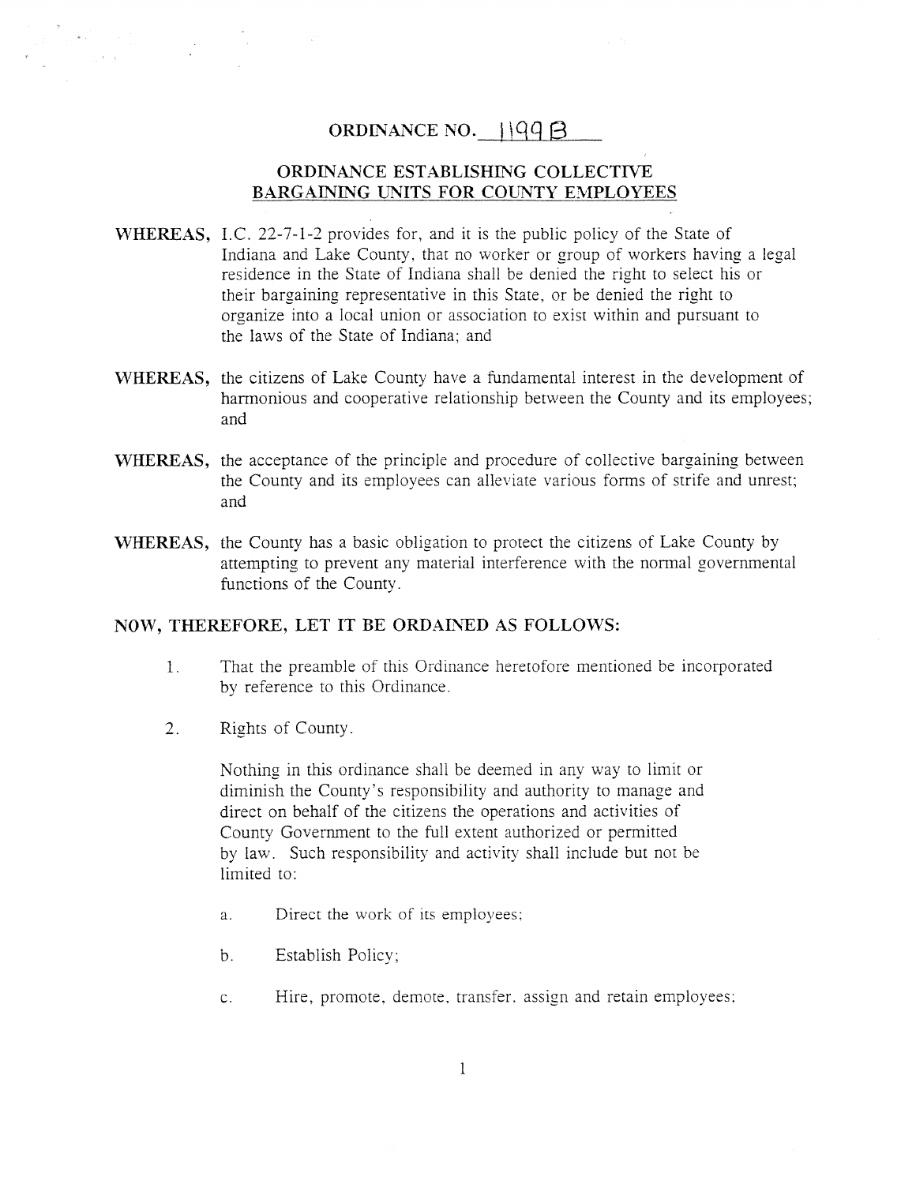# ORDINANCE NO. 1199 B

## ORDINANCE ESTABLISHING COLLECTIVE BARGAINING UNITS FOR COUNTY EMPLOYEES

**WHEREAS,** I.C. 22-7-1-2 provides for, and it is the public policy of the State of Indiana and Lake County, that no worker or group of workers having a legal residence in the State of Indiana shall be denied the right to select his or their bargaining representative in this State, or be denied the right to organize into a local union or association to exist within and pursuant to the laws of the State of Indiana; and

**WHEREAS,** the citizens of Lake County have a fundamental interest in the development of harmonious and cooperative relationship between the County and its employees; and

**WHEREAS,** the acceptance of the principle and procedure of collective bargaining between the County and its employees can alleviate various forms of strife and unrest; and

**WHEREAS,** the County has a basic obligation to protect the citizens of Lake County by attempting to prevent any material interference with the normal governmental functions of the County.

**NOW, THEREFORE, LET IT BE ORDAINED AS FOLLOWS:**

1. That the preamble of this Ordinance heretofore mentioned be incorporated by reference to this Ordinance.

2. Rights of County.

   Nothing in this ordinance shall be deemed in any way to limit or diminish the County's responsibility and authority to manage and direct on behalf of the citizens the operations and activities of County Government to the full extent authorized or permitted by law. Such responsibility and activity shall include but not be limited to:

   a. Direct the work of its employees;

   b. Establish Policy;

   c. Hire, promote, demote, transfer, assign and retain employees;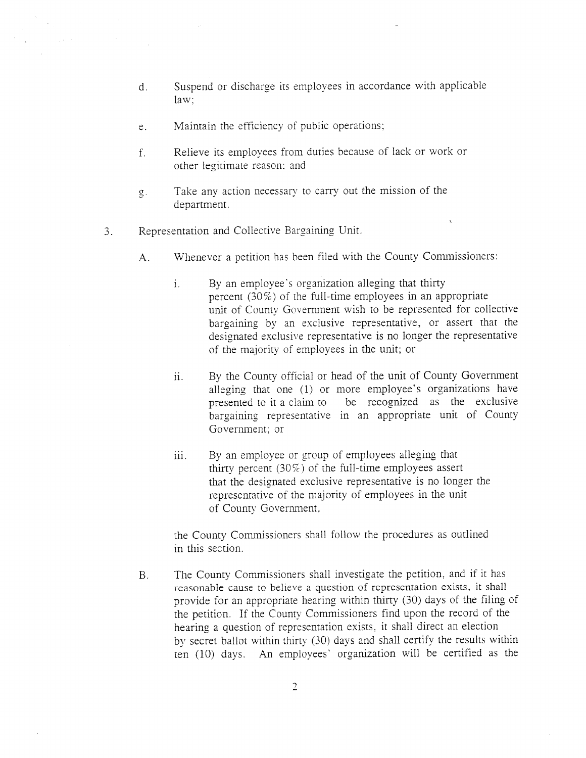d. Suspend or discharge its employees in accordance with applicable law;

e. Maintain the efficiency of public operations;

f. Relieve its employees from duties because of lack or work or other legitimate reason; and

g. Take any action necessary to carry out the mission of the department.

3. Representation and Collective Bargaining Unit.

A. Whenever a petition has been filed with the County Commissioners:

i. By an employee's organization alleging that thirty percent (30%) of the full-time employees in an appropriate unit of County Government wish to be represented for collective bargaining by an exclusive representative, or assert that the designated exclusive representative is no longer the representative of the majority of employees in the unit; or

ii. By the County official or head of the unit of County Government alleging that one (1) or more employee's organizations have presented to it a claim to be recognized as the exclusive bargaining representative in an appropriate unit of County Government; or

iii. By an employee or group of employees alleging that thirty percent (30%) of the full-time employees assert that the designated exclusive representative is no longer the representative of the majority of employees in the unit of County Government.

the County Commissioners shall follow the procedures as outlined in this section.

B. The County Commissioners shall investigate the petition, and if it has reasonable cause to believe a question of representation exists, it shall provide for an appropriate hearing within thirty (30) days of the filing of the petition. If the County Commissioners find upon the record of the hearing a question of representation exists, it shall direct an election by secret ballot within thirty (30) days and shall certify the results within ten (10) days. An employees' organization will be certified as the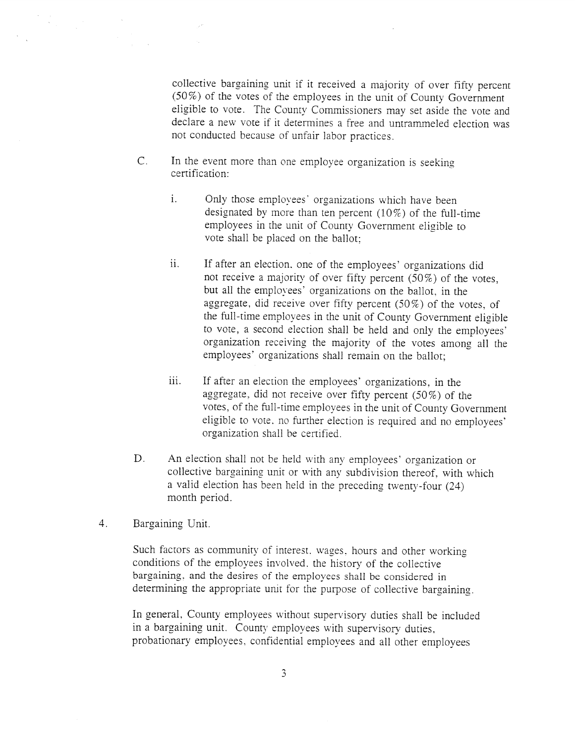collective bargaining unit if it received a majority of over fifty percent (50%) of the votes of the employees in the unit of County Government eligible to vote. The County Commissioners may set aside the vote and declare a new vote if it determines a free and untrammeled election was not conducted because of unfair labor practices.

C. In the event more than one employee organization is seeking certification:

   i. Only those employees' organizations which have been designated by more than ten percent (10%) of the full-time employees in the unit of County Government eligible to vote shall be placed on the ballot;

   ii. If after an election, one of the employees' organizations did not receive a majority of over fifty percent (50%) of the votes, but all the employees' organizations on the ballot, in the aggregate, did receive over fifty percent (50%) of the votes, of the full-time employees in the unit of County Government eligible to vote, a second election shall be held and only the employees' organization receiving the majority of the votes among all the employees' organizations shall remain on the ballot;

   iii. If after an election the employees' organizations, in the aggregate, did not receive over fifty percent (50%) of the votes, of the full-time employees in the unit of County Government eligible to vote, no further election is required and no employees' organization shall be certified.

D. An election shall not be held with any employees' organization or collective bargaining unit or with any subdivision thereof, with which a valid election has been held in the preceding twenty-four (24) month period.

4. Bargaining Unit.

Such factors as community of interest, wages, hours and other working conditions of the employees involved, the history of the collective bargaining, and the desires of the employees shall be considered in determining the appropriate unit for the purpose of collective bargaining.

In general, County employees without supervisory duties shall be included in a bargaining unit. County employees with supervisory duties, probationary employees, confidential employees and all other employees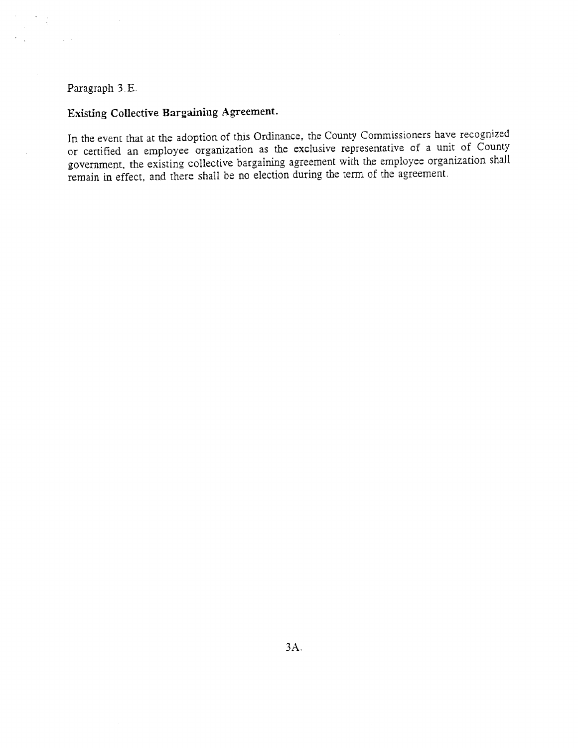Paragraph 3.E.

**Existing Collective Bargaining Agreement.**

In the event that at the adoption of this Ordinance, the County Commissioners have recognized or certified an employee organization as the exclusive representative of a unit of County government, the existing collective bargaining agreement with the employee organization shall remain in effect, and there shall be no election during the term of the agreement.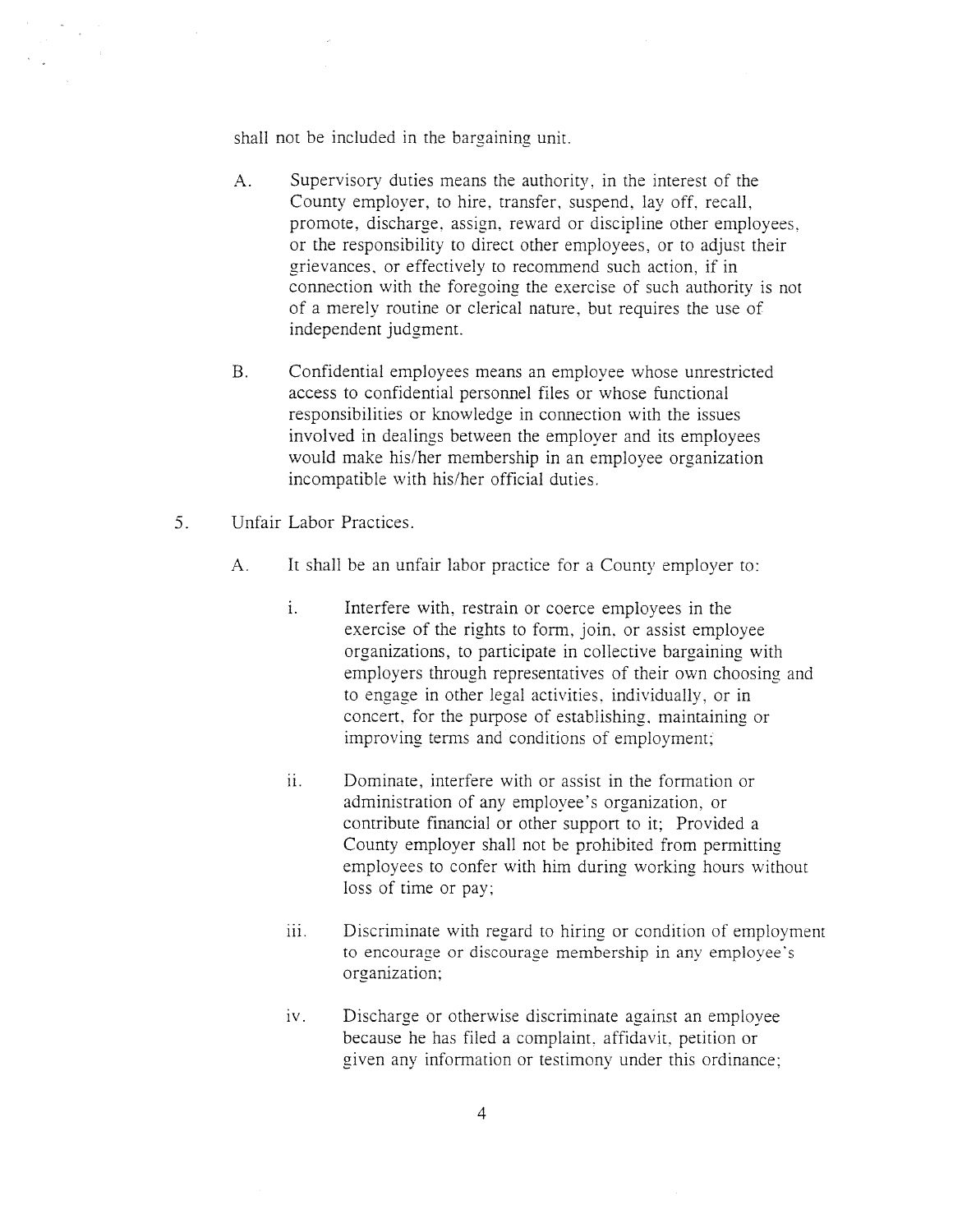shall not be included in the bargaining unit.

A. Supervisory duties means the authority, in the interest of the County employer, to hire, transfer, suspend, lay off, recall, promote, discharge, assign, reward or discipline other employees, or the responsibility to direct other employees, or to adjust their grievances, or effectively to recommend such action, if in connection with the foregoing the exercise of such authority is not of a merely routine or clerical nature, but requires the use of independent judgment.

B. Confidential employees means an employee whose unrestricted access to confidential personnel files or whose functional responsibilities or knowledge in connection with the issues involved in dealings between the employer and its employees would make his/her membership in an employee organization incompatible with his/her official duties.

5. Unfair Labor Practices.

A. It shall be an unfair labor practice for a County employer to:

i. Interfere with, restrain or coerce employees in the exercise of the rights to form, join, or assist employee organizations, to participate in collective bargaining with employers through representatives of their own choosing and to engage in other legal activities, individually, or in concert, for the purpose of establishing, maintaining or improving terms and conditions of employment;

ii. Dominate, interfere with or assist in the formation or administration of any employee's organization, or contribute financial or other support to it; Provided a County employer shall not be prohibited from permitting employees to confer with him during working hours without loss of time or pay;

iii. Discriminate with regard to hiring or condition of employment to encourage or discourage membership in any employee's organization;

iv. Discharge or otherwise discriminate against an employee because he has filed a complaint, affidavit, petition or given any information or testimony under this ordinance;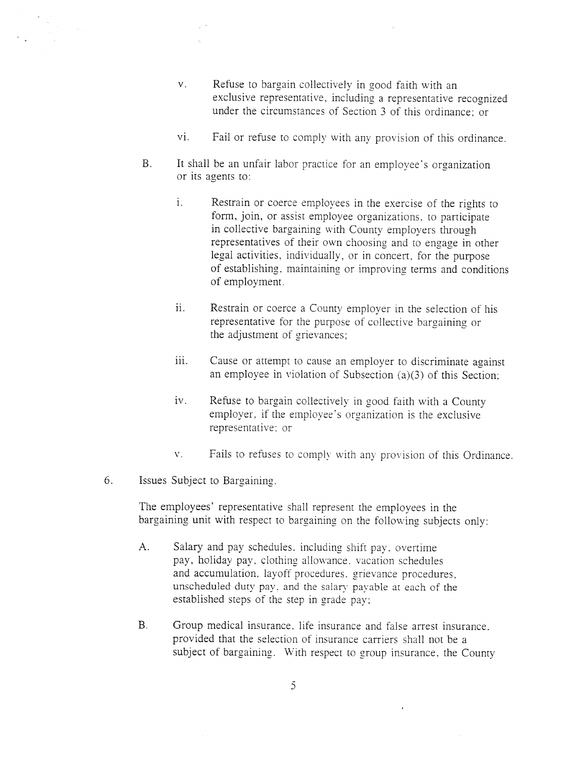v. Refuse to bargain collectively in good faith with an exclusive representative, including a representative recognized under the circumstances of Section 3 of this ordinance; or

vi. Fail or refuse to comply with any provision of this ordinance.

B. It shall be an unfair labor practice for an employee's organization or its agents to:

i. Restrain or coerce employees in the exercise of the rights to form, join, or assist employee organizations, to participate in collective bargaining with County employers through representatives of their own choosing and to engage in other legal activities, individually, or in concert, for the purpose of establishing, maintaining or improving terms and conditions of employment.

ii. Restrain or coerce a County employer in the selection of his representative for the purpose of collective bargaining or the adjustment of grievances;

iii. Cause or attempt to cause an employer to discriminate against an employee in violation of Subsection (a)(3) of this Section;

iv. Refuse to bargain collectively in good faith with a County employer, if the employee's organization is the exclusive representative; or

v. Fails to refuses to comply with any provision of this Ordinance.

6. Issues Subject to Bargaining.

The employees' representative shall represent the employees in the bargaining unit with respect to bargaining on the following subjects only:

A. Salary and pay schedules, including shift pay, overtime pay, holiday pay, clothing allowance, vacation schedules and accumulation, layoff procedures, grievance procedures, unscheduled duty pay, and the salary payable at each of the established steps of the step in grade pay;

B. Group medical insurance, life insurance and false arrest insurance, provided that the selection of insurance carriers shall not be a subject of bargaining. With respect to group insurance, the County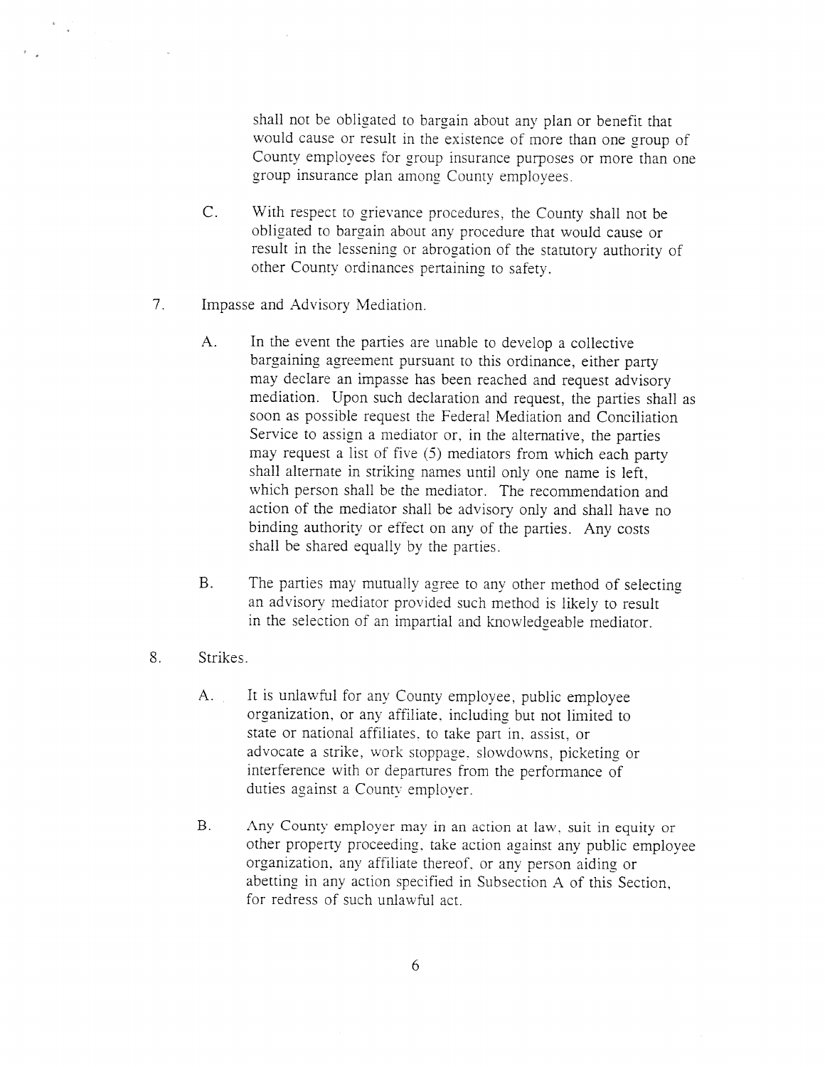shall not be obligated to bargain about any plan or benefit that would cause or result in the existence of more than one group of County employees for group insurance purposes or more than one group insurance plan among County employees.

C. With respect to grievance procedures, the County shall not be obligated to bargain about any procedure that would cause or result in the lessening or abrogation of the statutory authority of other County ordinances pertaining to safety.

7. Impasse and Advisory Mediation.

A. In the event the parties are unable to develop a collective bargaining agreement pursuant to this ordinance, either party may declare an impasse has been reached and request advisory mediation. Upon such declaration and request, the parties shall as soon as possible request the Federal Mediation and Conciliation Service to assign a mediator or, in the alternative, the parties may request a list of five (5) mediators from which each party shall alternate in striking names until only one name is left, which person shall be the mediator. The recommendation and action of the mediator shall be advisory only and shall have no binding authority or effect on any of the parties. Any costs shall be shared equally by the parties.

B. The parties may mutually agree to any other method of selecting an advisory mediator provided such method is likely to result in the selection of an impartial and knowledgeable mediator.

8. Strikes.

A. It is unlawful for any County employee, public employee organization, or any affiliate, including but not limited to state or national affiliates, to take part in, assist, or advocate a strike, work stoppage, slowdowns, picketing or interference with or departures from the performance of duties against a County employer.

B. Any County employer may in an action at law, suit in equity or other property proceeding, take action against any public employee organization, any affiliate thereof, or any person aiding or abetting in any action specified in Subsection A of this Section, for redress of such unlawful act.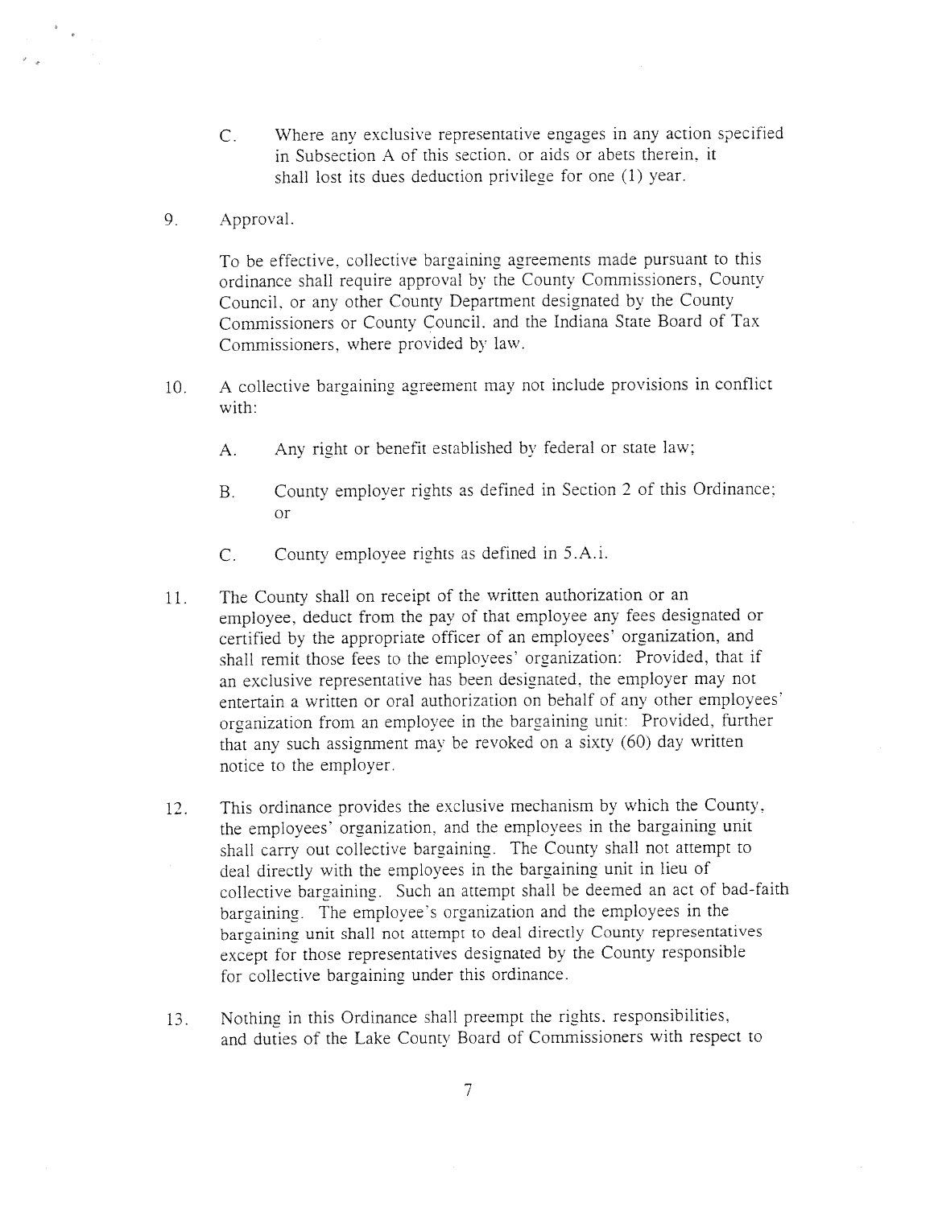C. Where any exclusive representative engages in any action specified in Subsection A of this section, or aids or abets therein, it shall lost its dues deduction privilege for one (1) year.

9. Approval.

   To be effective, collective bargaining agreements made pursuant to this ordinance shall require approval by the County Commissioners, County Council, or any other County Department designated by the County Commissioners or County Council, and the Indiana State Board of Tax Commissioners, where provided by law.

10. A collective bargaining agreement may not include provisions in conflict with:

    A. Any right or benefit established by federal or state law;

    B. County employer rights as defined in Section 2 of this Ordinance; or

    C. County employee rights as defined in 5.A.i.

11. The County shall on receipt of the written authorization or an employee, deduct from the pay of that employee any fees designated or certified by the appropriate officer of an employees' organization, and shall remit those fees to the employees' organization: Provided, that if an exclusive representative has been designated, the employer may not entertain a written or oral authorization on behalf of any other employees' organization from an employee in the bargaining unit: Provided, further that any such assignment may be revoked on a sixty (60) day written notice to the employer.

12. This ordinance provides the exclusive mechanism by which the County, the employees' organization, and the employees in the bargaining unit shall carry out collective bargaining. The County shall not attempt to deal directly with the employees in the bargaining unit in lieu of collective bargaining. Such an attempt shall be deemed an act of bad-faith bargaining. The employee's organization and the employees in the bargaining unit shall not attempt to deal directly County representatives except for those representatives designated by the County responsible for collective bargaining under this ordinance.

13. Nothing in this Ordinance shall preempt the rights, responsibilities, and duties of the Lake County Board of Commissioners with respect to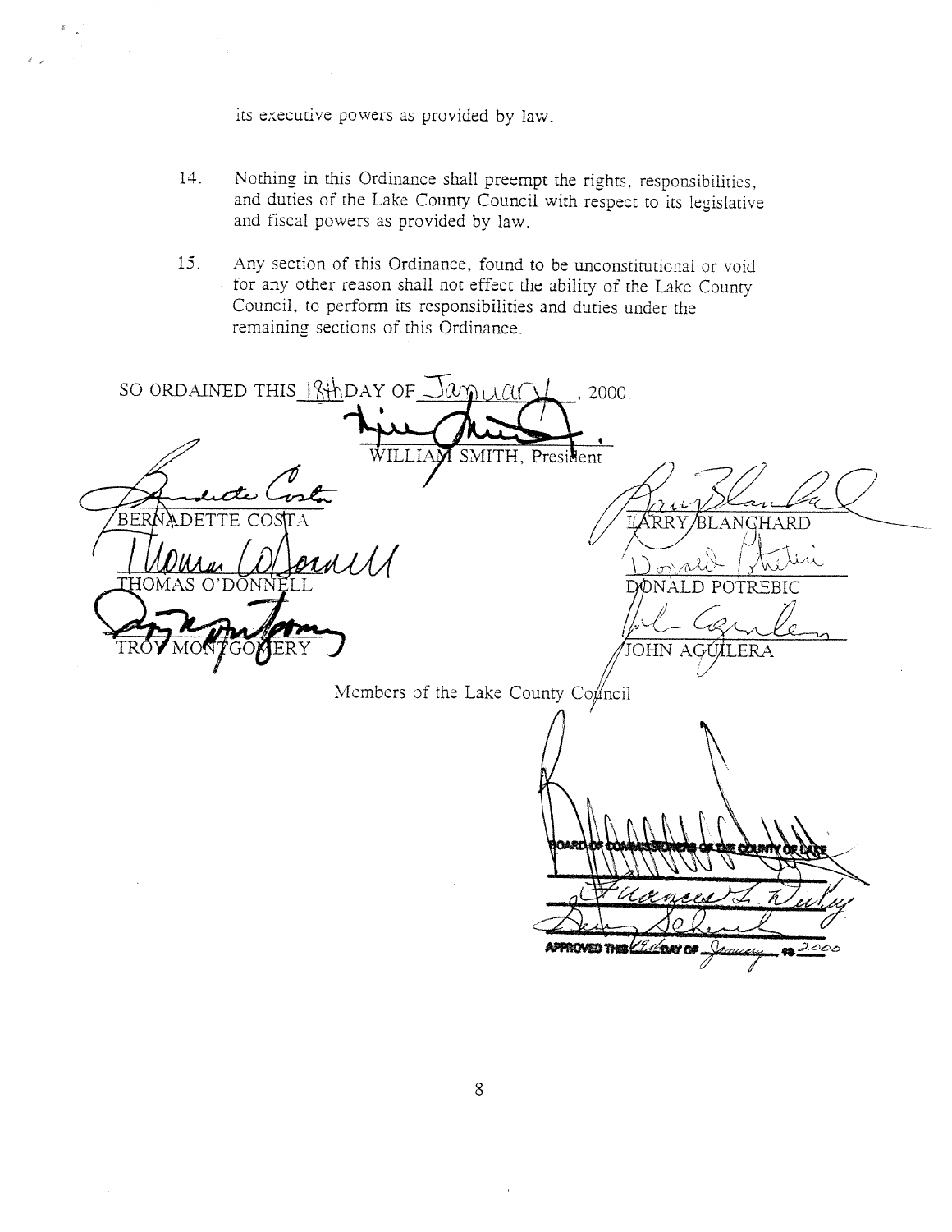its executive powers as provided by law.

14. Nothing in this Ordinance shall preempt the rights, responsibilities, and duties of the Lake County Council with respect to its legislative and fiscal powers as provided by law.

15. Any section of this Ordinance, found to be unconstitutional or void for any other reason shall not effect the ability of the Lake County Council, to perform its responsibilities and duties under the remaining sections of this Ordinance.

SO ORDAINED THIS 18th DAY OF January, 2000.

WILLIAM SMITH, President

BERNADETTE COSTA

THOMAS O'DONNELL

TROY MONTGOMERY

LARRY BLANCHARD

DONALD POTREBIC

JOHN AGUILERA

Members of the Lake County Council

BOARD OF COMMISSIONERS OF THE COUNTY OF LAKE

APPROVED THIS 19th DAY OF January 19 2000